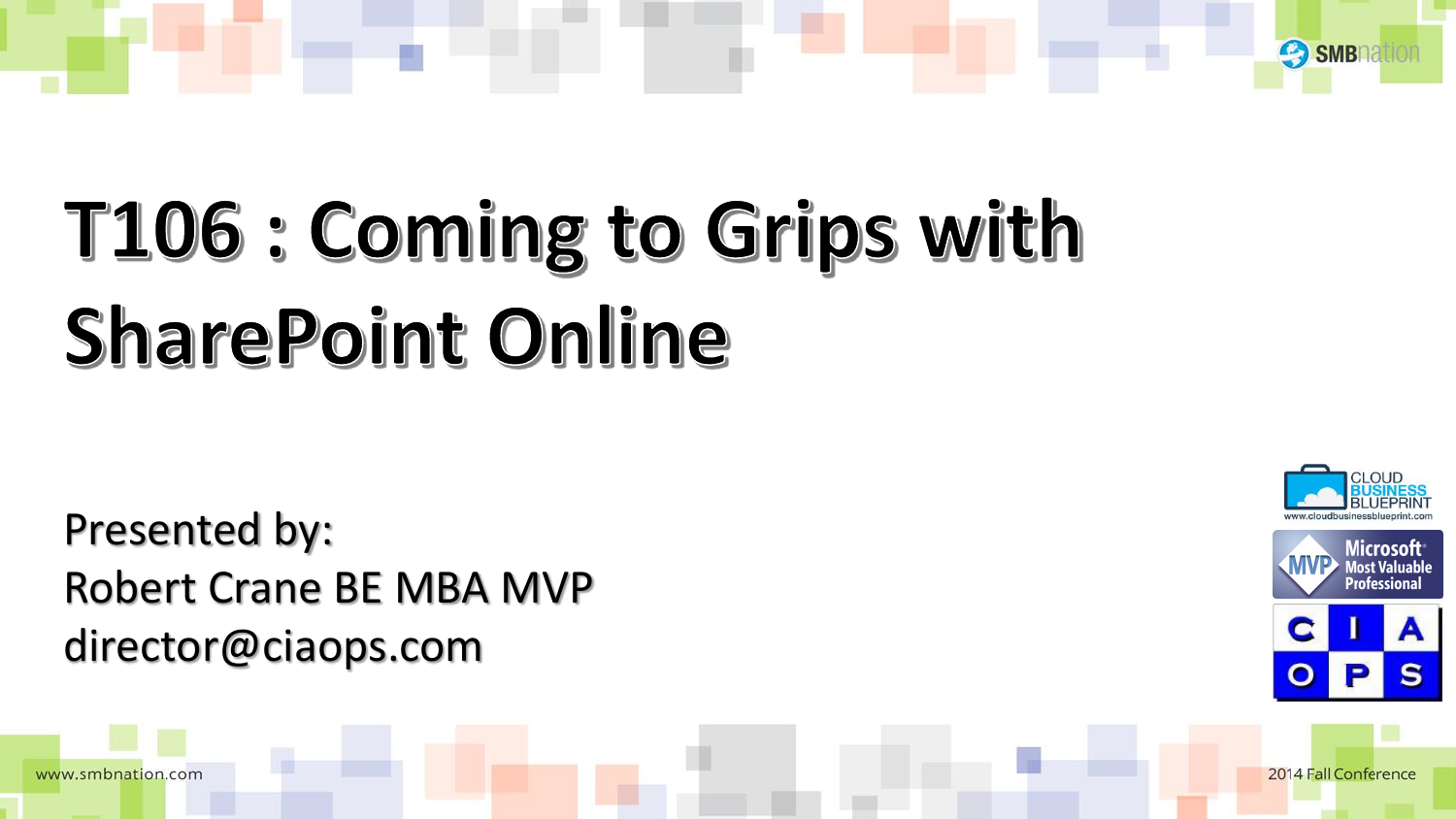# T106 : Coming to Grips with SharePoint Online

Presented by:
Robert Crane BE MBA MVP
director@ciaops.com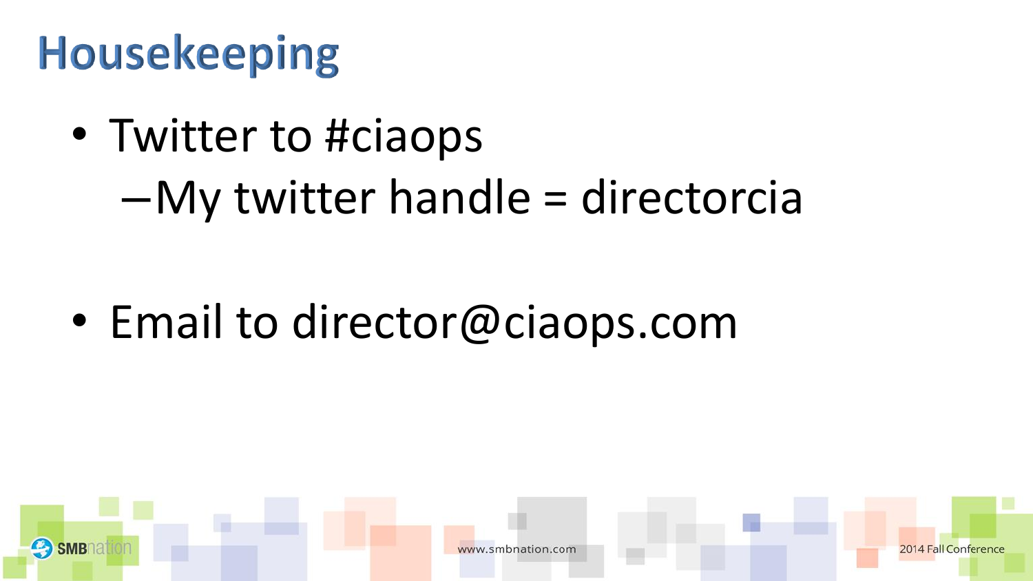# Housekeeping

- Twitter to #ciaops
  - My twitter handle = directorcia
- Email to director@ciaops.com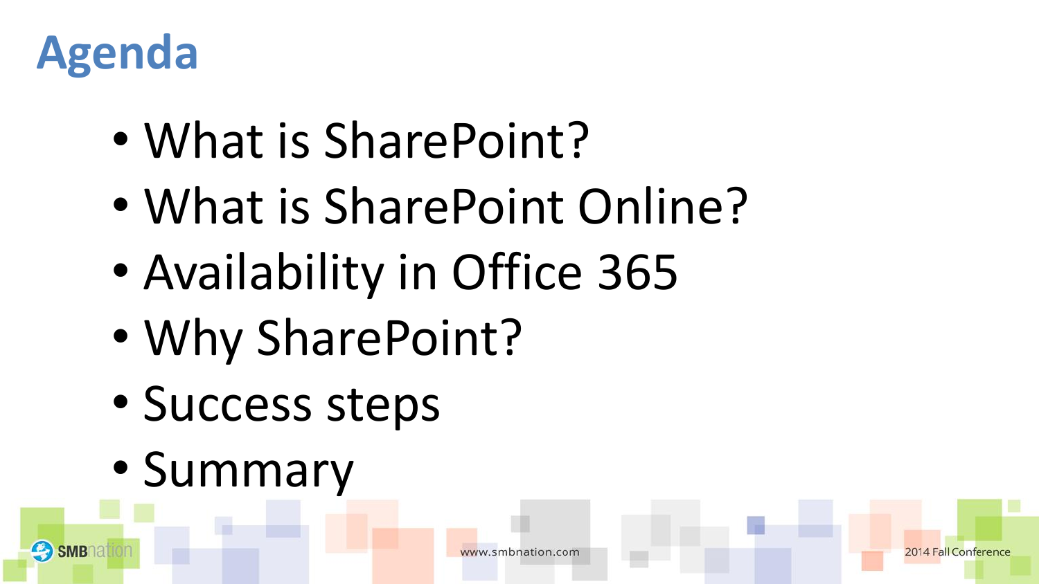# Agenda

- What is SharePoint?
- What is SharePoint Online?
- Availability in Office 365
- Why SharePoint?
- Success steps
- Summary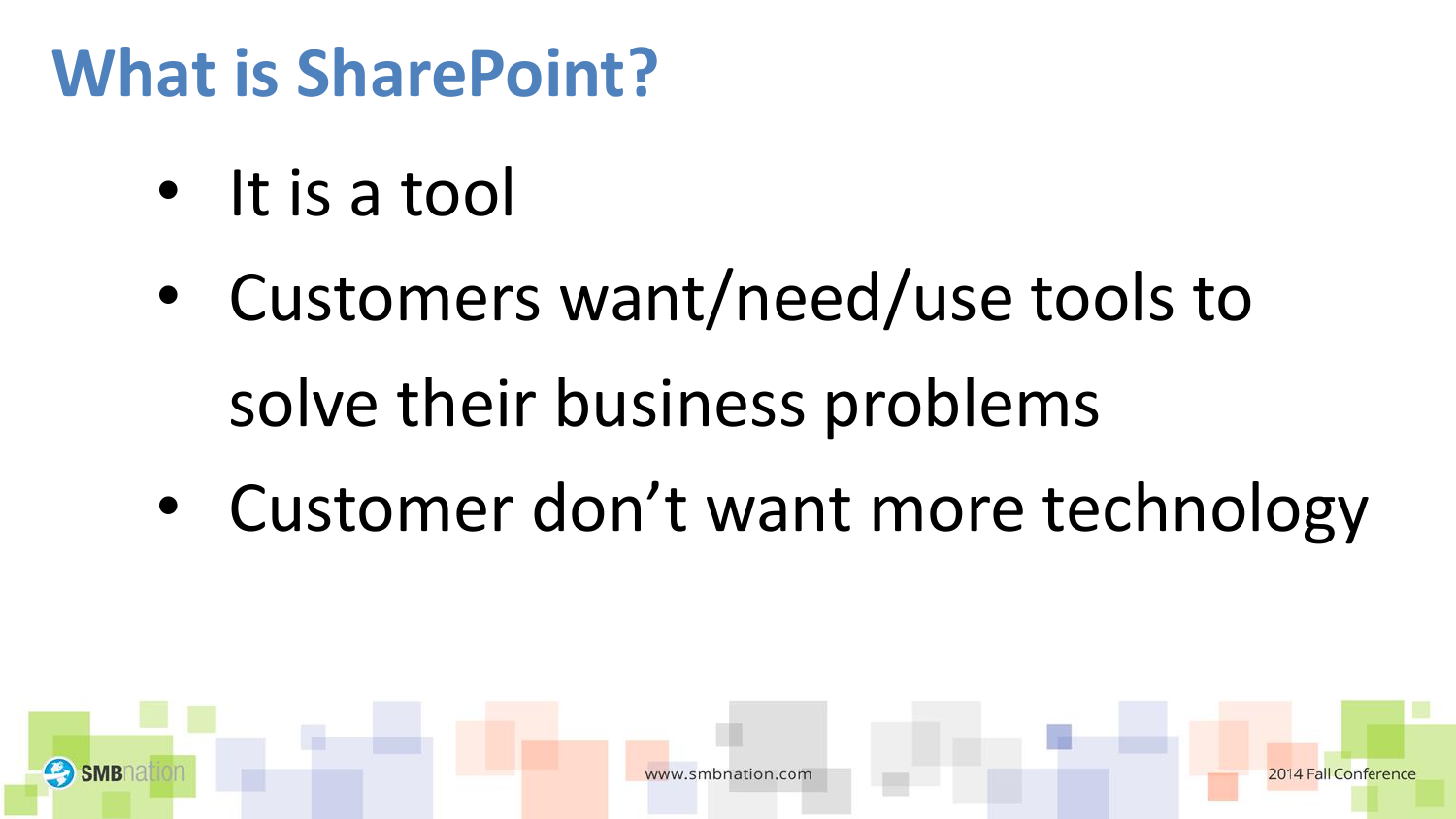# What is SharePoint?

- It is a tool
- Customers want/need/use tools to solve their business problems
- Customer don’t want more technology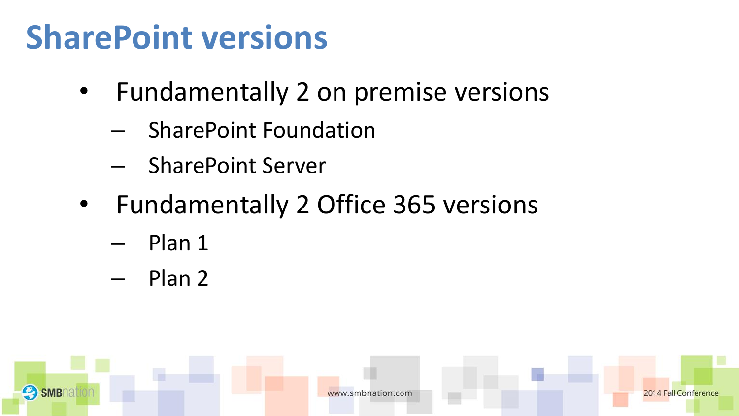# SharePoint versions

- Fundamentally 2 on premise versions
  - SharePoint Foundation
  - SharePoint Server
- Fundamentally 2 Office 365 versions
  - Plan 1
  - Plan 2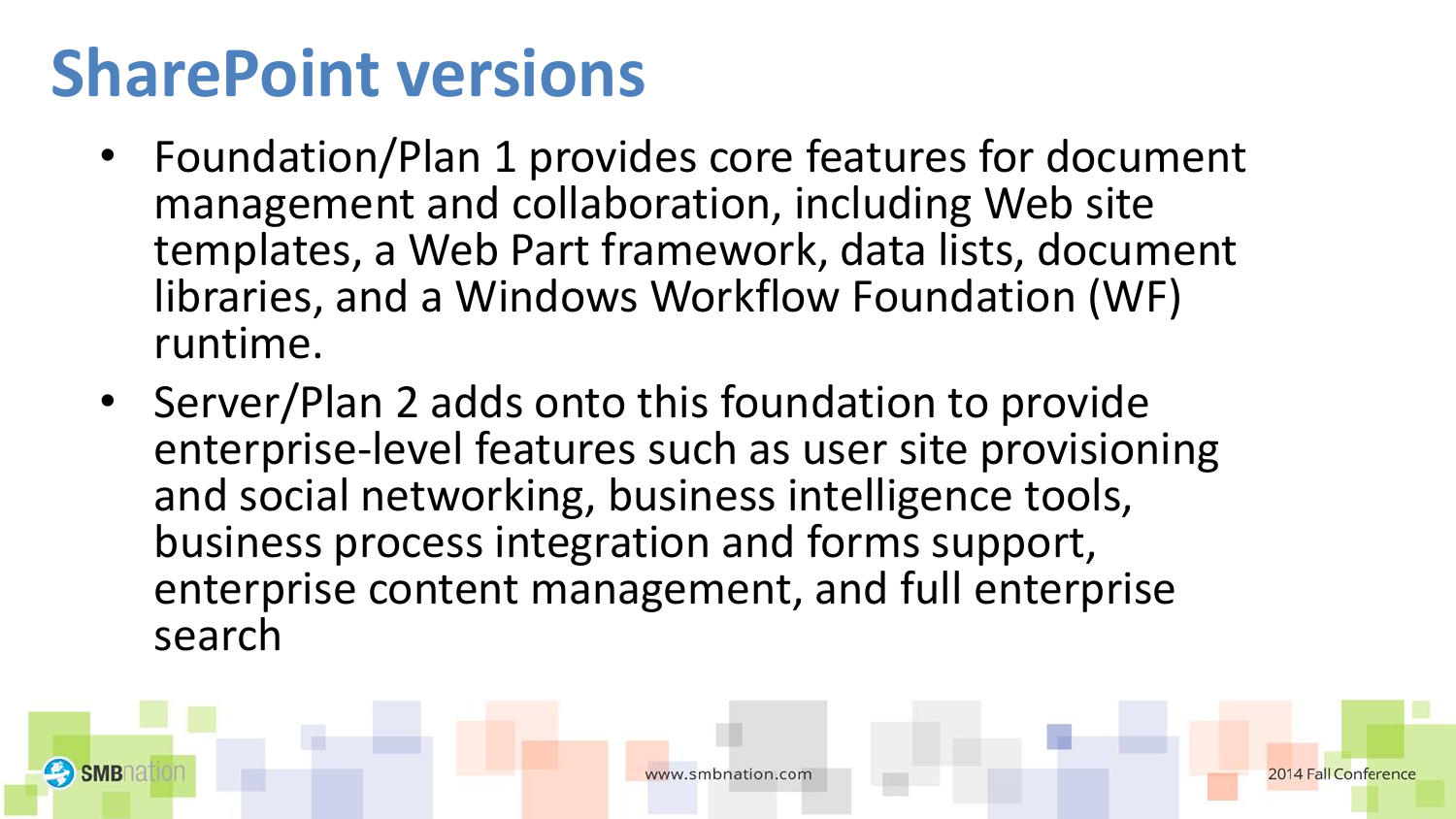# SharePoint versions

- Foundation/Plan 1 provides core features for document management and collaboration, including Web site templates, a Web Part framework, data lists, document libraries, and a Windows Workflow Foundation (WF) runtime.
- Server/Plan 2 adds onto this foundation to provide enterprise-level features such as user site provisioning and social networking, business intelligence tools, business process integration and forms support, enterprise content management, and full enterprise search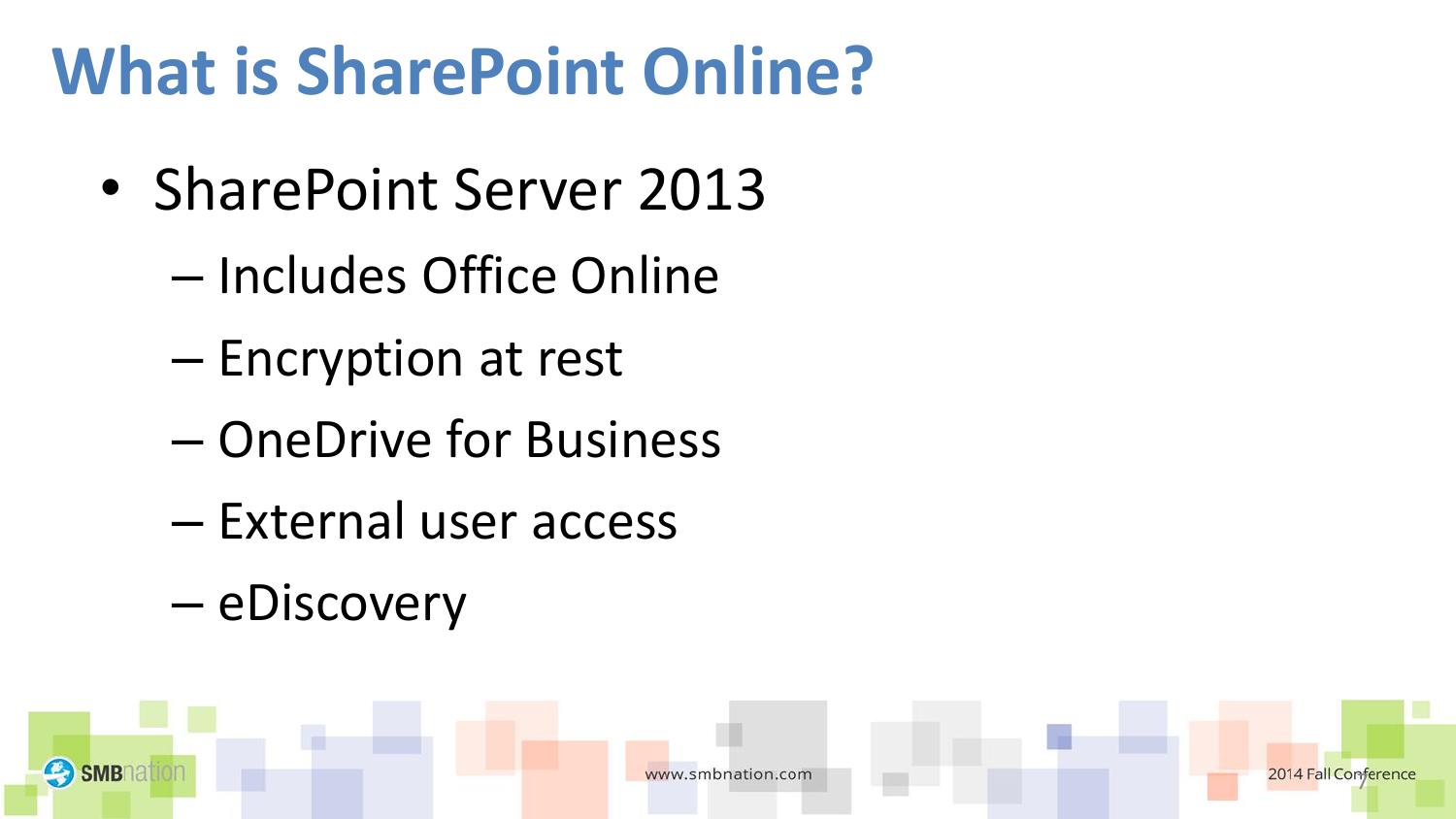# What is SharePoint Online?

- SharePoint Server 2013
  - Includes Office Online
  - Encryption at rest
  - OneDrive for Business
  - External user access
  - eDiscovery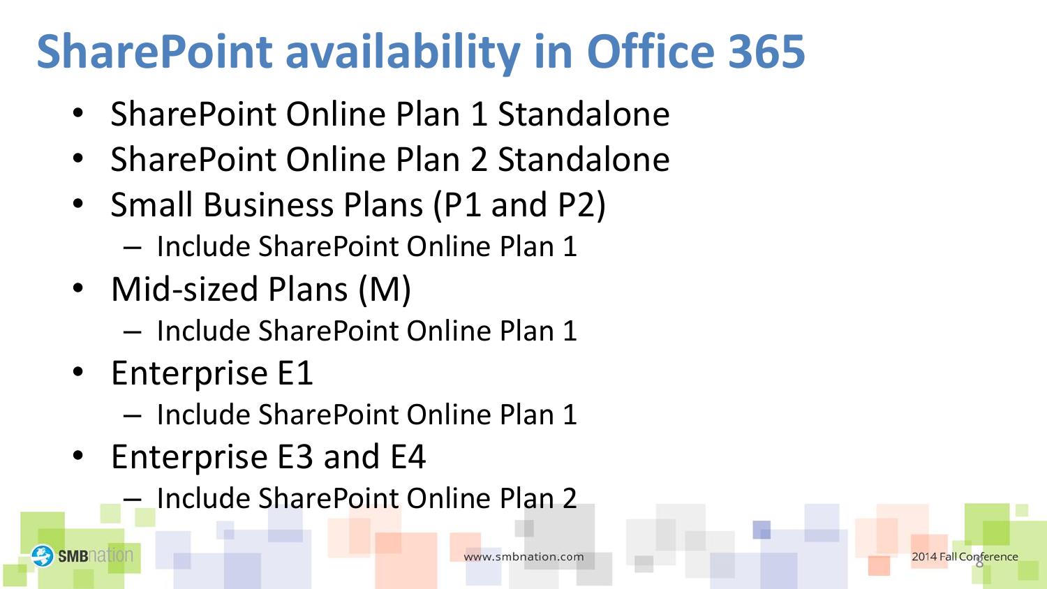# SharePoint availability in Office 365

- SharePoint Online Plan 1 Standalone
- SharePoint Online Plan 2 Standalone
- Small Business Plans (P1 and P2)
  - Include SharePoint Online Plan 1
- Mid-sized Plans (M)
  - Include SharePoint Online Plan 1
- Enterprise E1
  - Include SharePoint Online Plan 1
- Enterprise E3 and E4
  - Include SharePoint Online Plan 2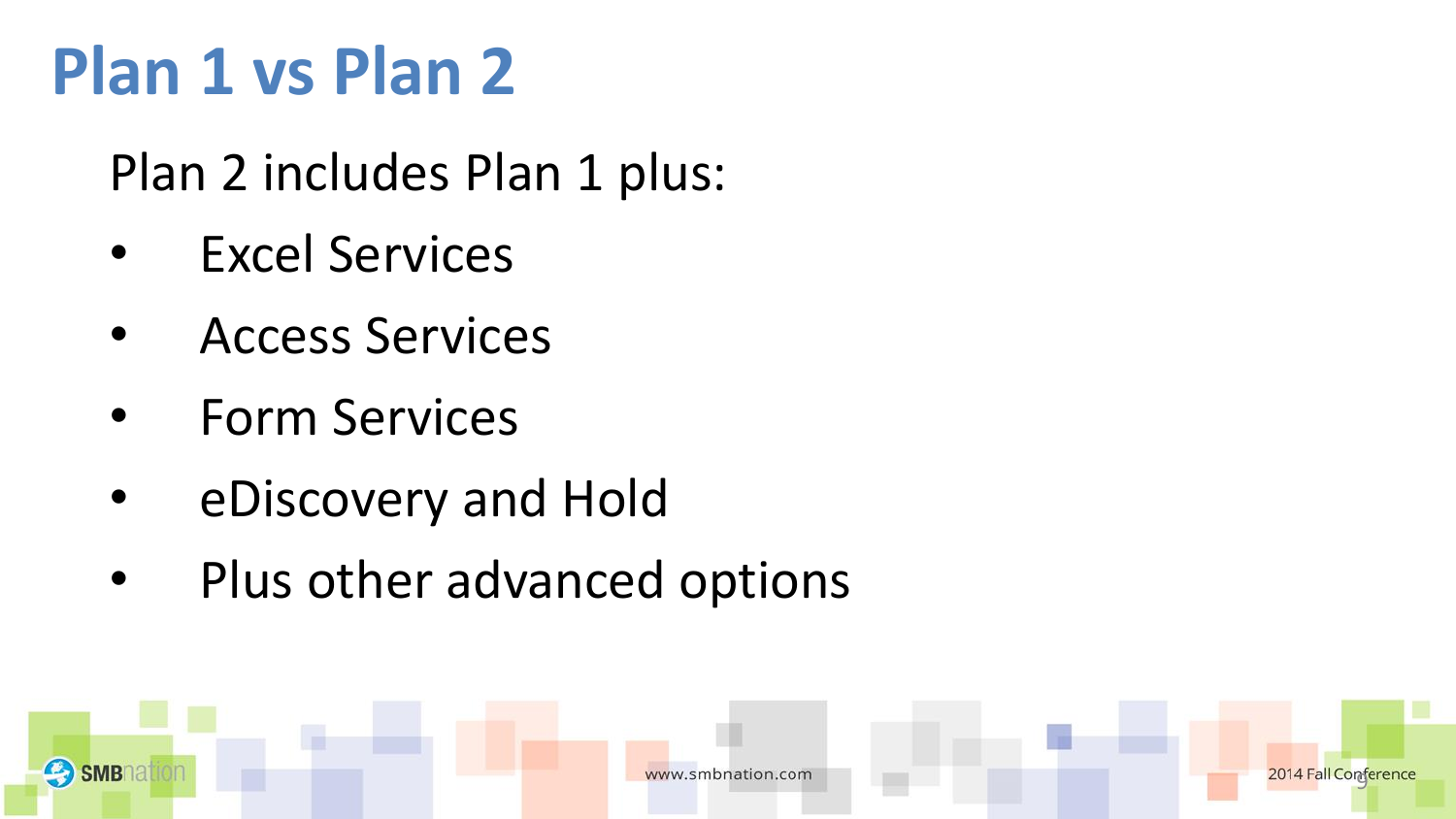# Plan 1 vs Plan 2

Plan 2 includes Plan 1 plus:

- Excel Services
- Access Services
- Form Services
- eDiscovery and Hold
- Plus other advanced options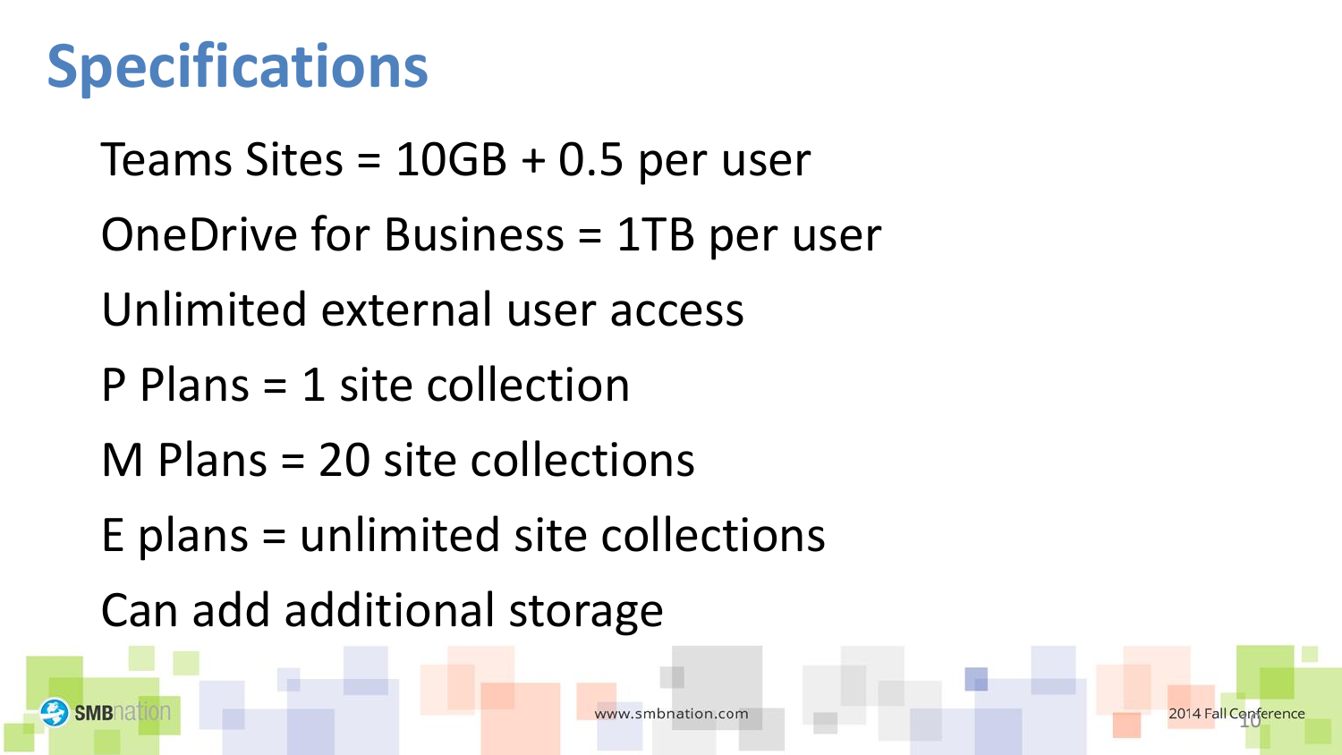# Specifications

Teams Sites = 10GB + 0.5 per user

OneDrive for Business = 1TB per user

Unlimited external user access

P Plans = 1 site collection

M Plans = 20 site collections

E plans = unlimited site collections

Can add additional storage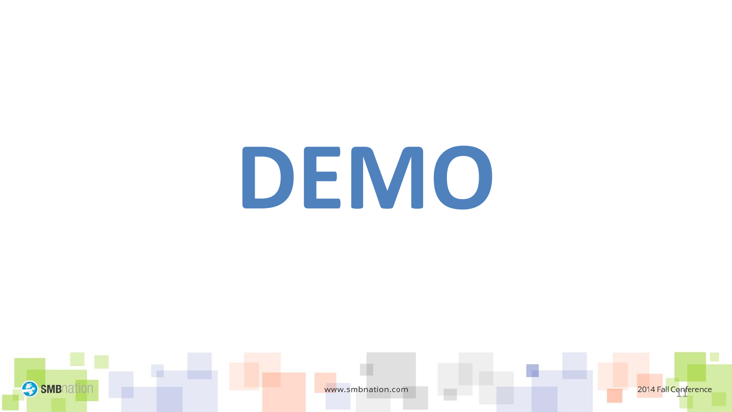# DEMO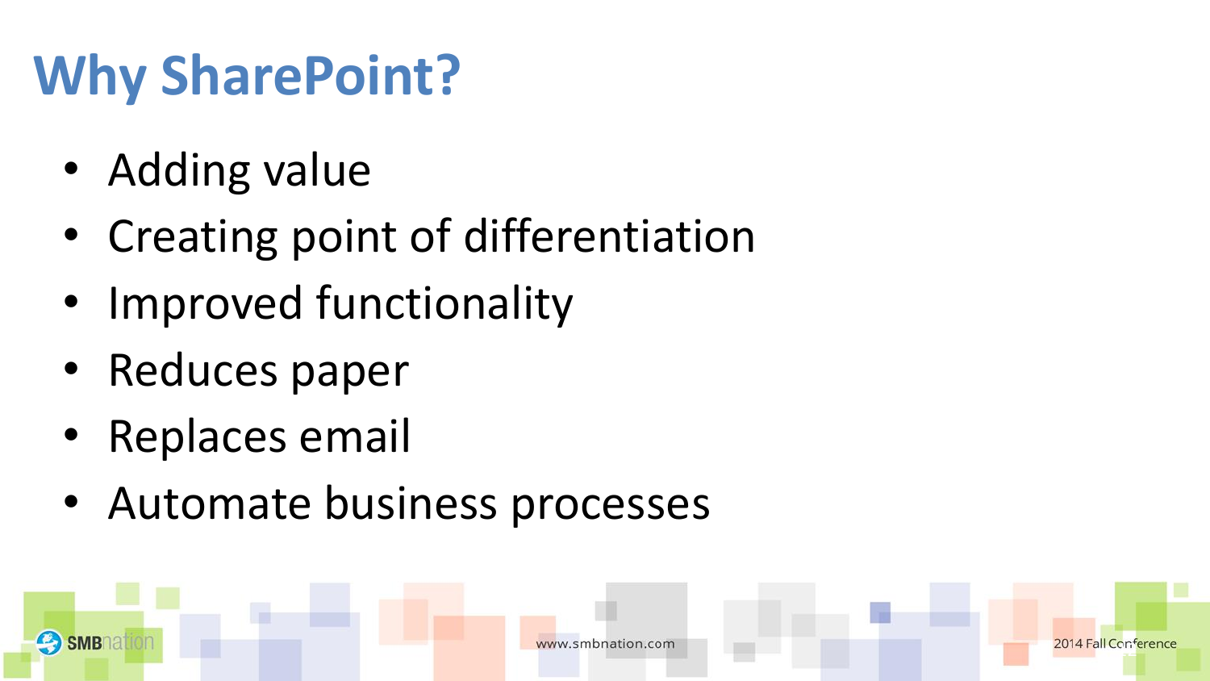# Why SharePoint?

- Adding value
- Creating point of differentiation
- Improved functionality
- Reduces paper
- Replaces email
- Automate business processes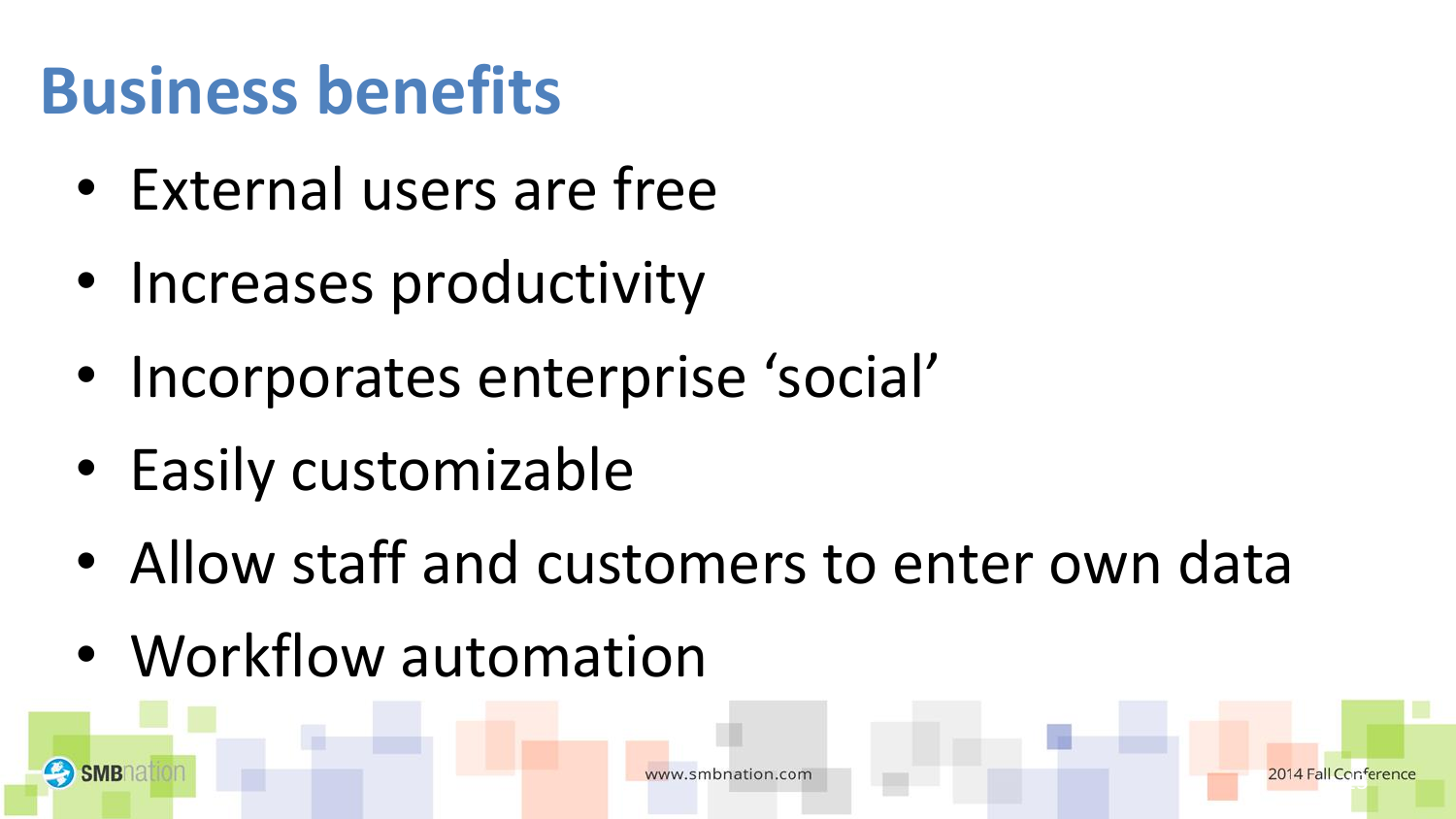# Business benefits

- External users are free
- Increases productivity
- Incorporates enterprise 'social'
- Easily customizable
- Allow staff and customers to enter own data
- Workflow automation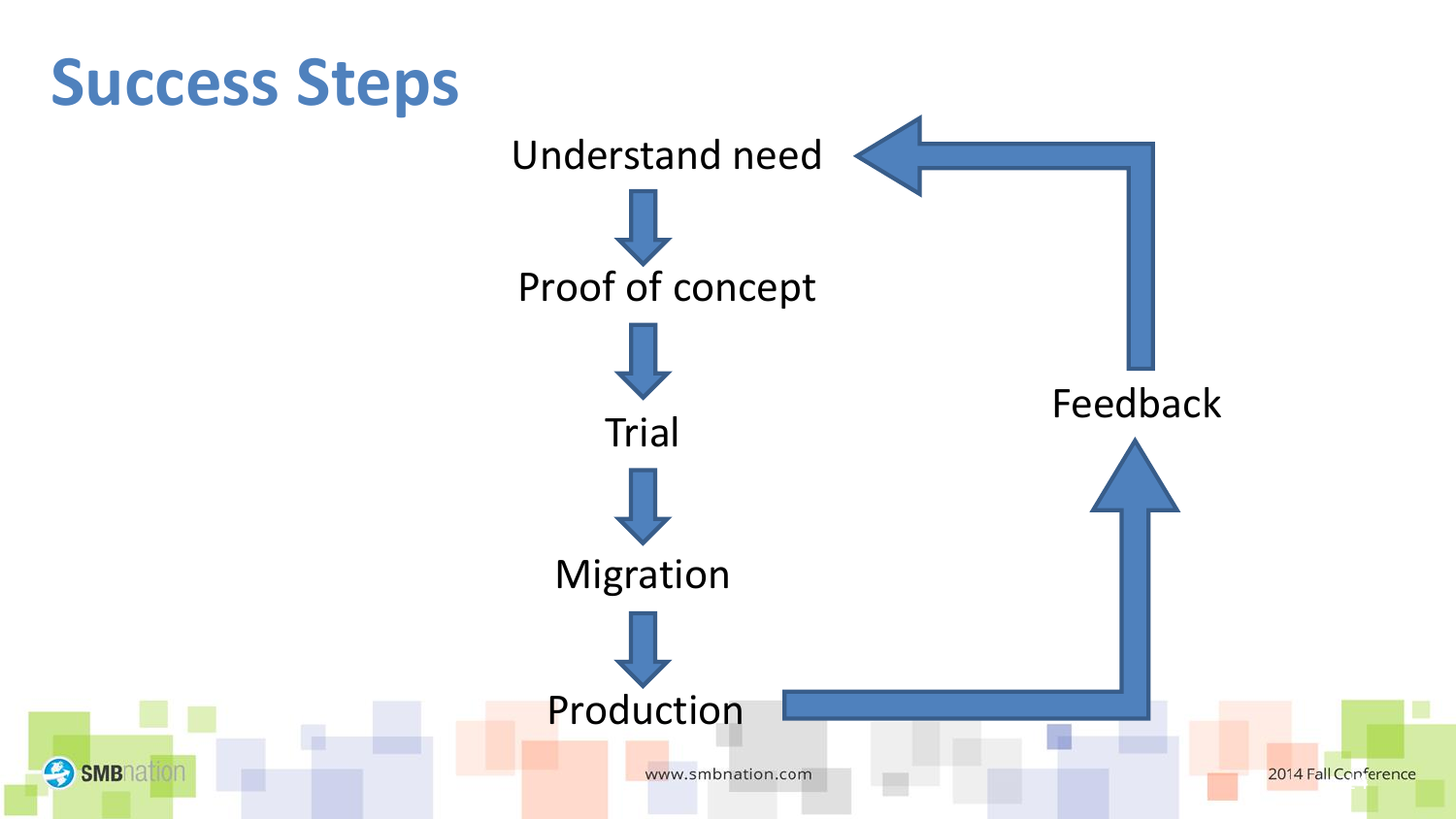# Success Steps

Understand need

Proof of concept

Trial

Migration

Production

Feedback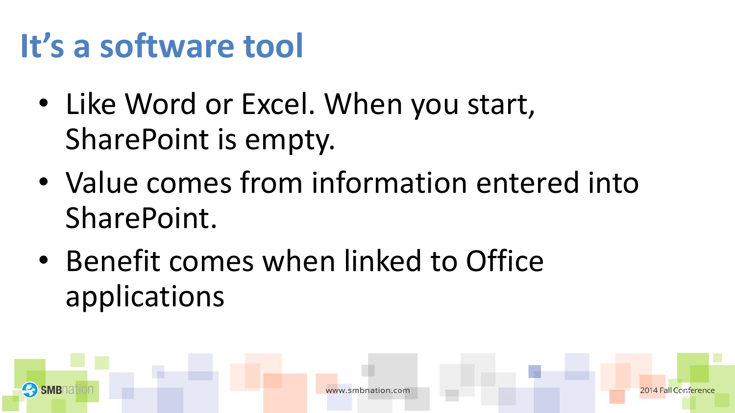# It's a software tool

- Like Word or Excel. When you start, SharePoint is empty.
- Value comes from information entered into SharePoint.
- Benefit comes when linked to Office applications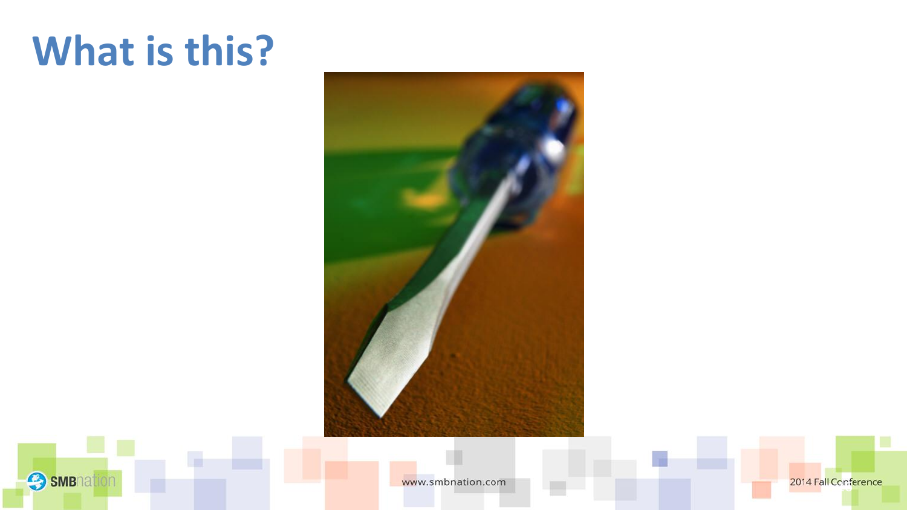# What is this?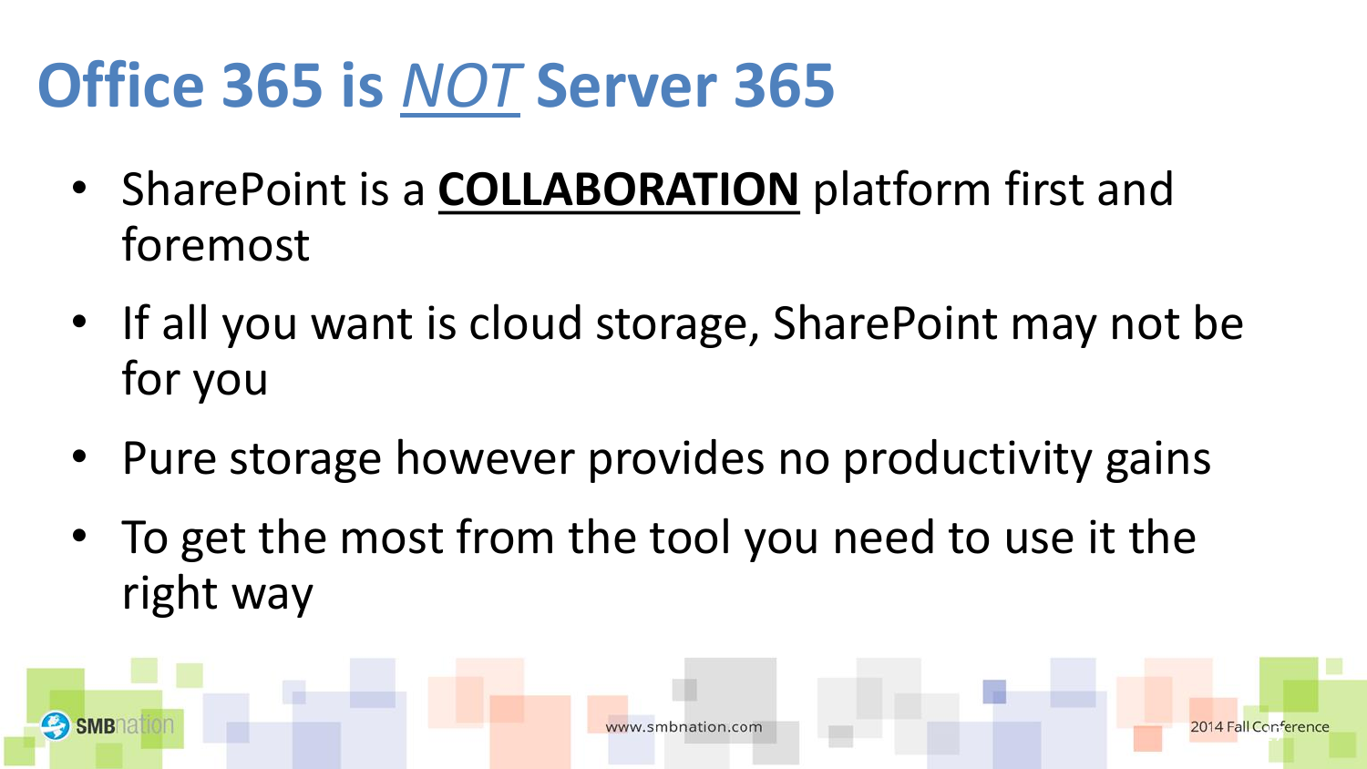# Office 365 is *NOT* Server 365

- SharePoint is a **COLLABORATION** platform first and foremost
- If all you want is cloud storage, SharePoint may not be for you
- Pure storage however provides no productivity gains
- To get the most from the tool you need to use it the right way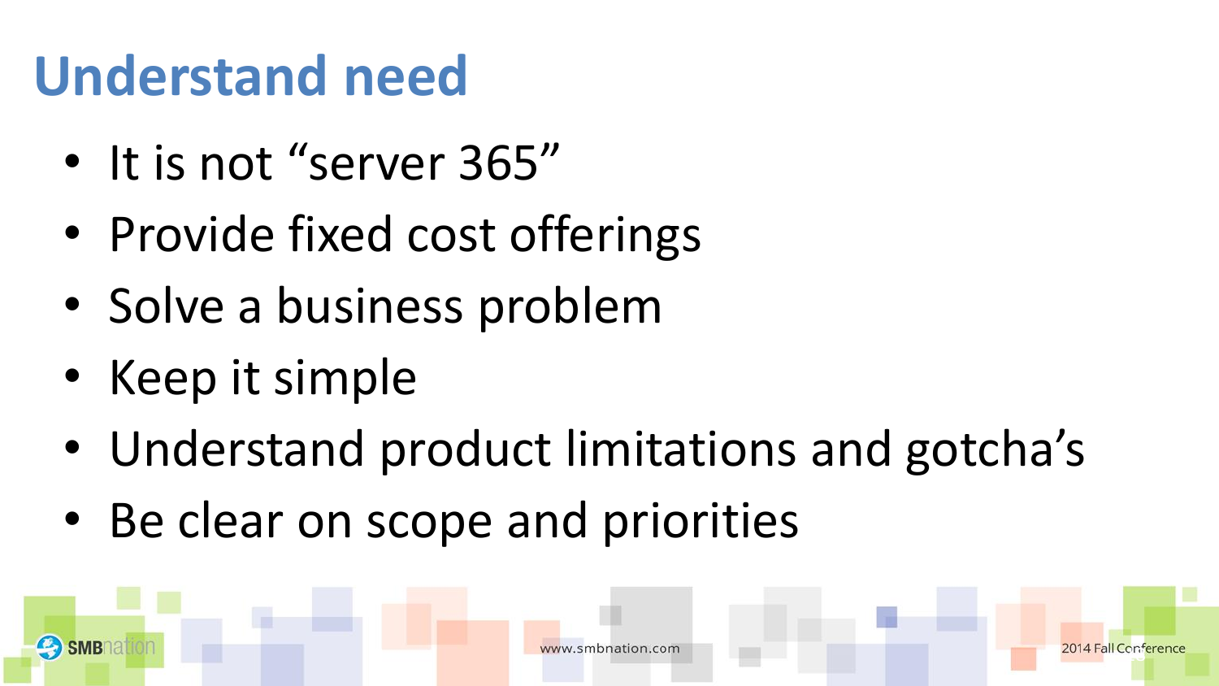# Understand need

- It is not “server 365”
- Provide fixed cost offerings
- Solve a business problem
- Keep it simple
- Understand product limitations and gotcha’s
- Be clear on scope and priorities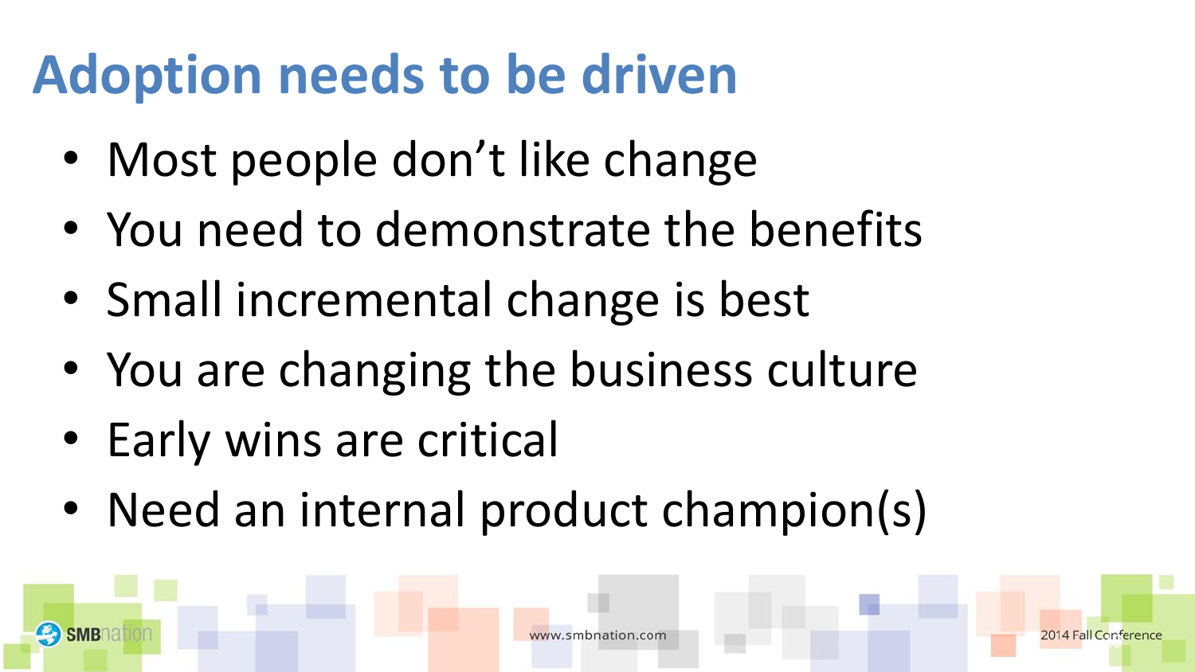# Adoption needs to be driven

- Most people don't like change
- You need to demonstrate the benefits
- Small incremental change is best
- You are changing the business culture
- Early wins are critical
- Need an internal product champion(s)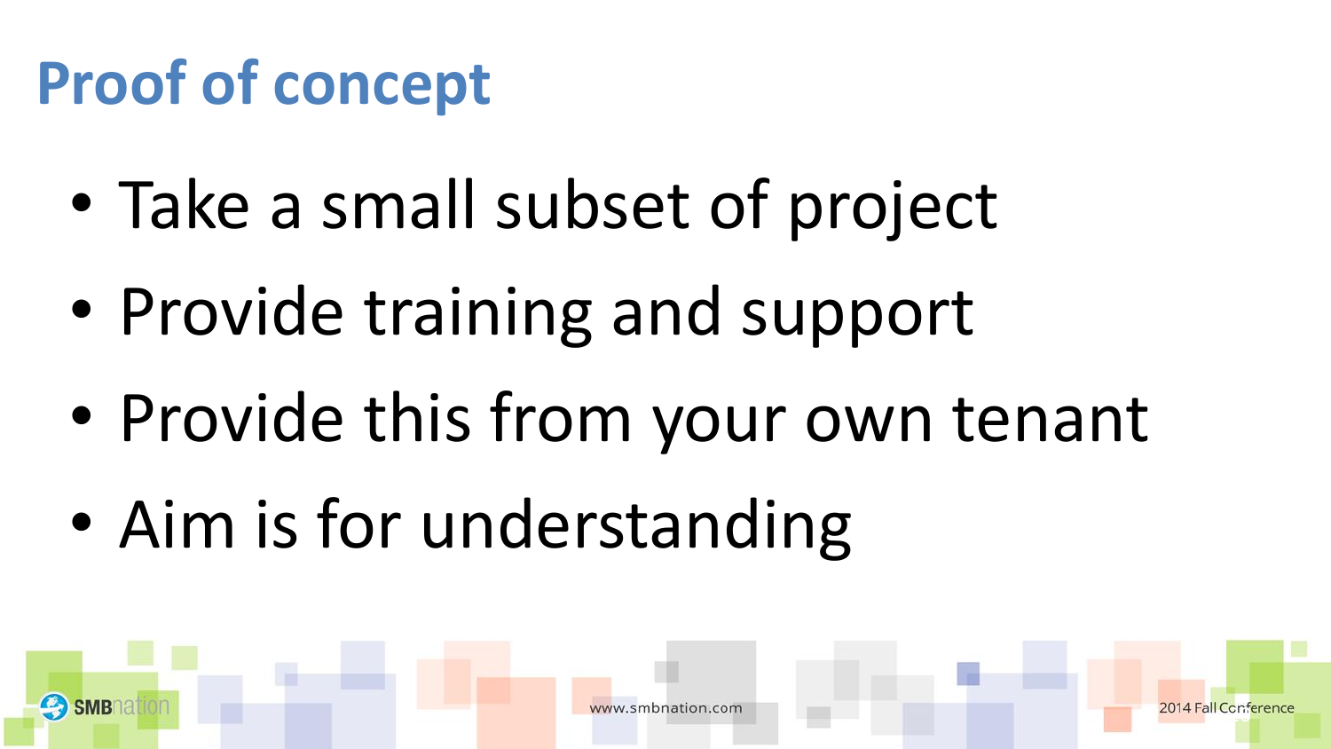# Proof of concept

- Take a small subset of project
- Provide training and support
- Provide this from your own tenant
- Aim is for understanding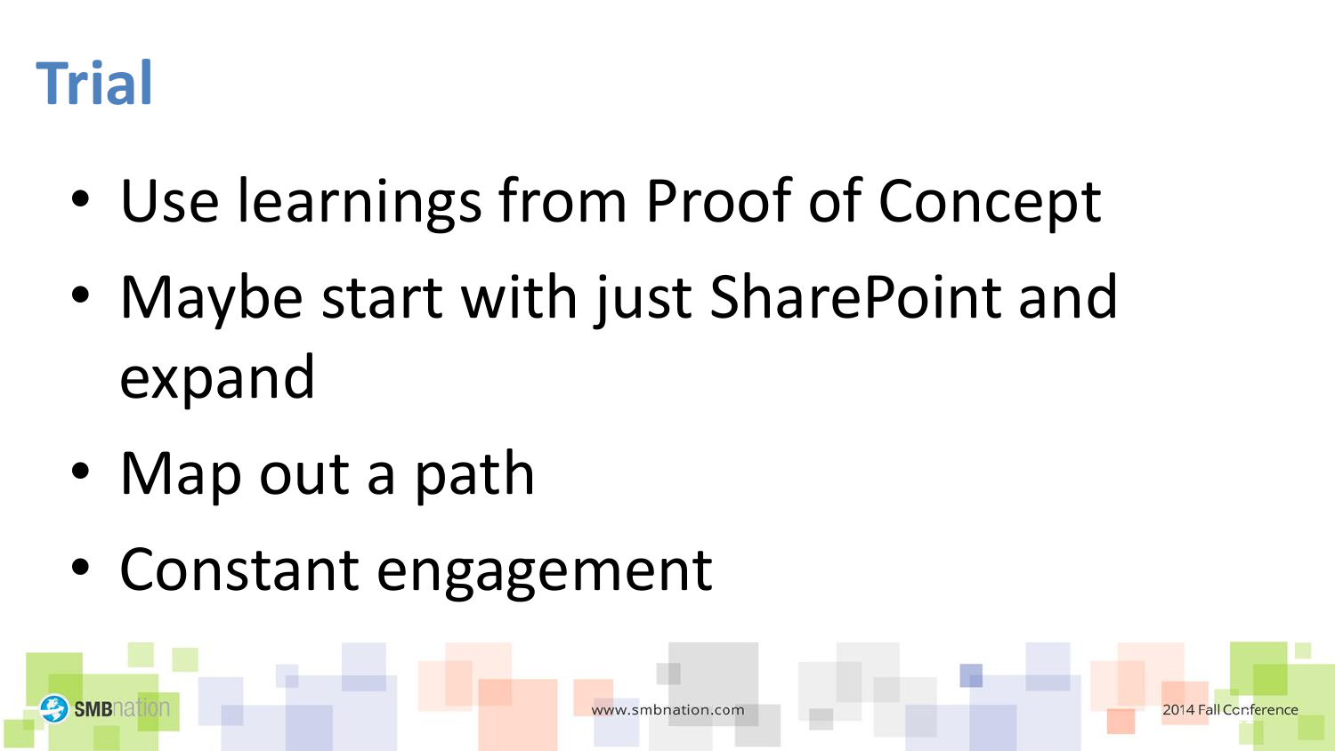# Trial

- Use learnings from Proof of Concept
- Maybe start with just SharePoint and expand
- Map out a path
- Constant engagement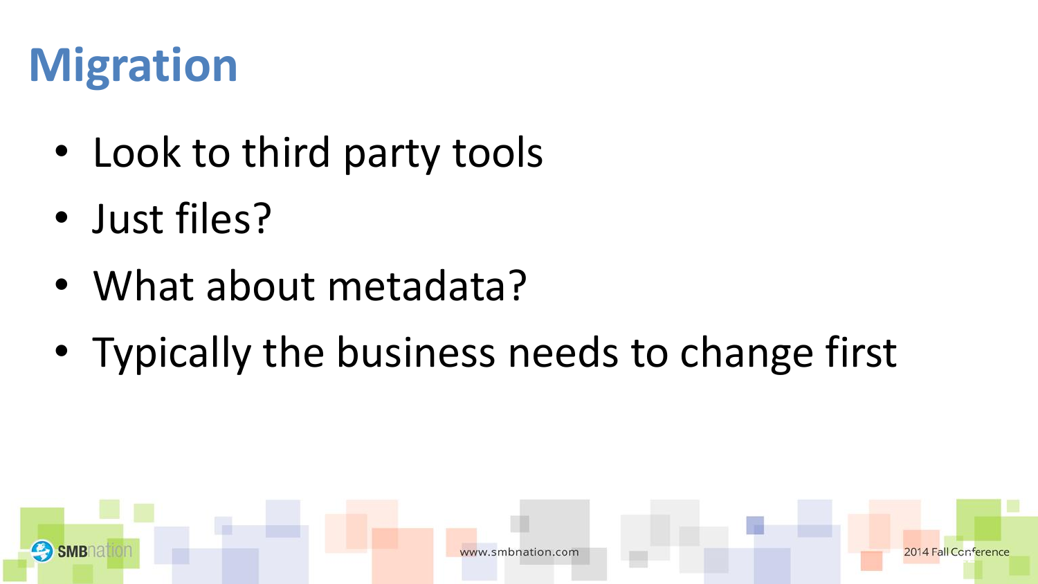# Migration

- Look to third party tools
- Just files?
- What about metadata?
- Typically the business needs to change first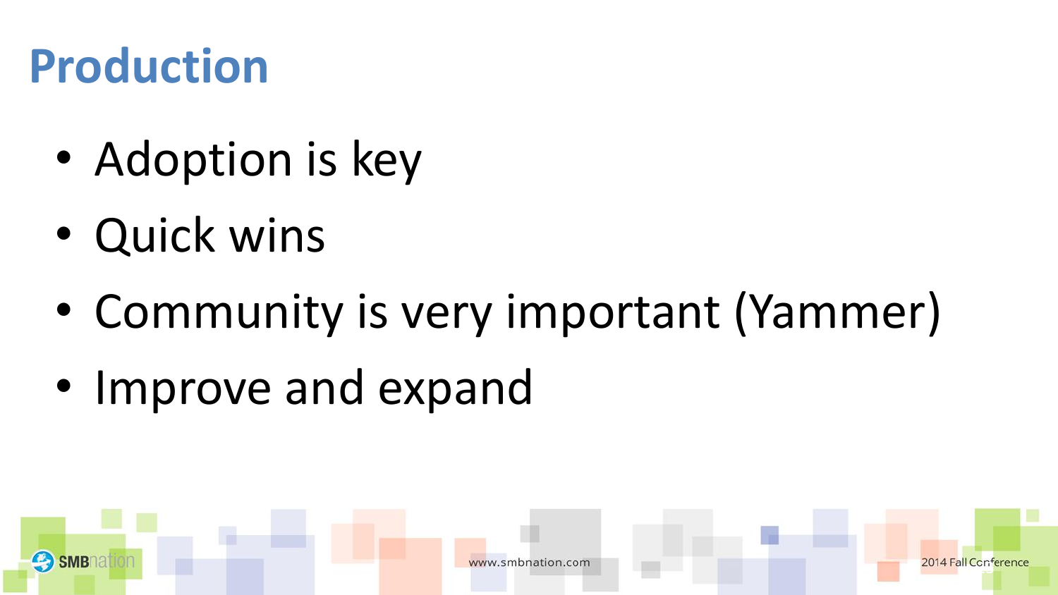# Production

- Adoption is key
- Quick wins
- Community is very important (Yammer)
- Improve and expand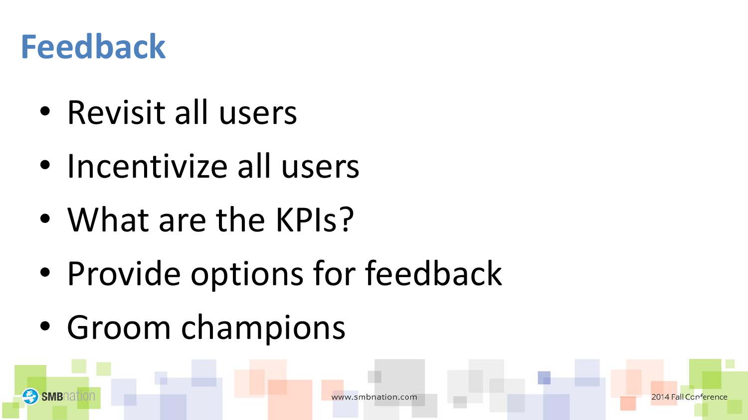# Feedback

- Revisit all users
- Incentivize all users
- What are the KPIs?
- Provide options for feedback
- Groom champions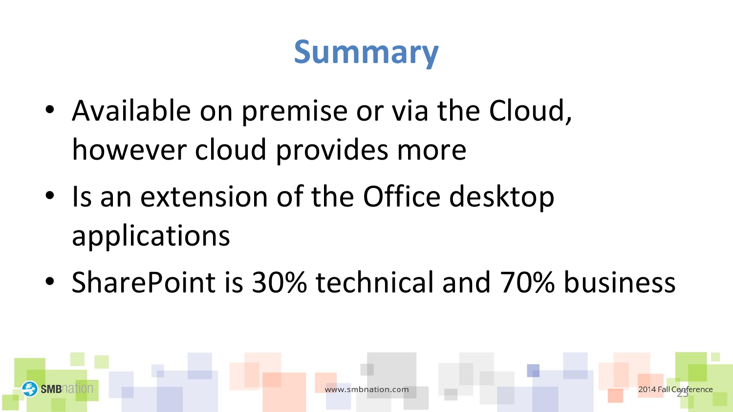# Summary

- Available on premise or via the Cloud, however cloud provides more
- Is an extension of the Office desktop applications
- SharePoint is 30% technical and 70% business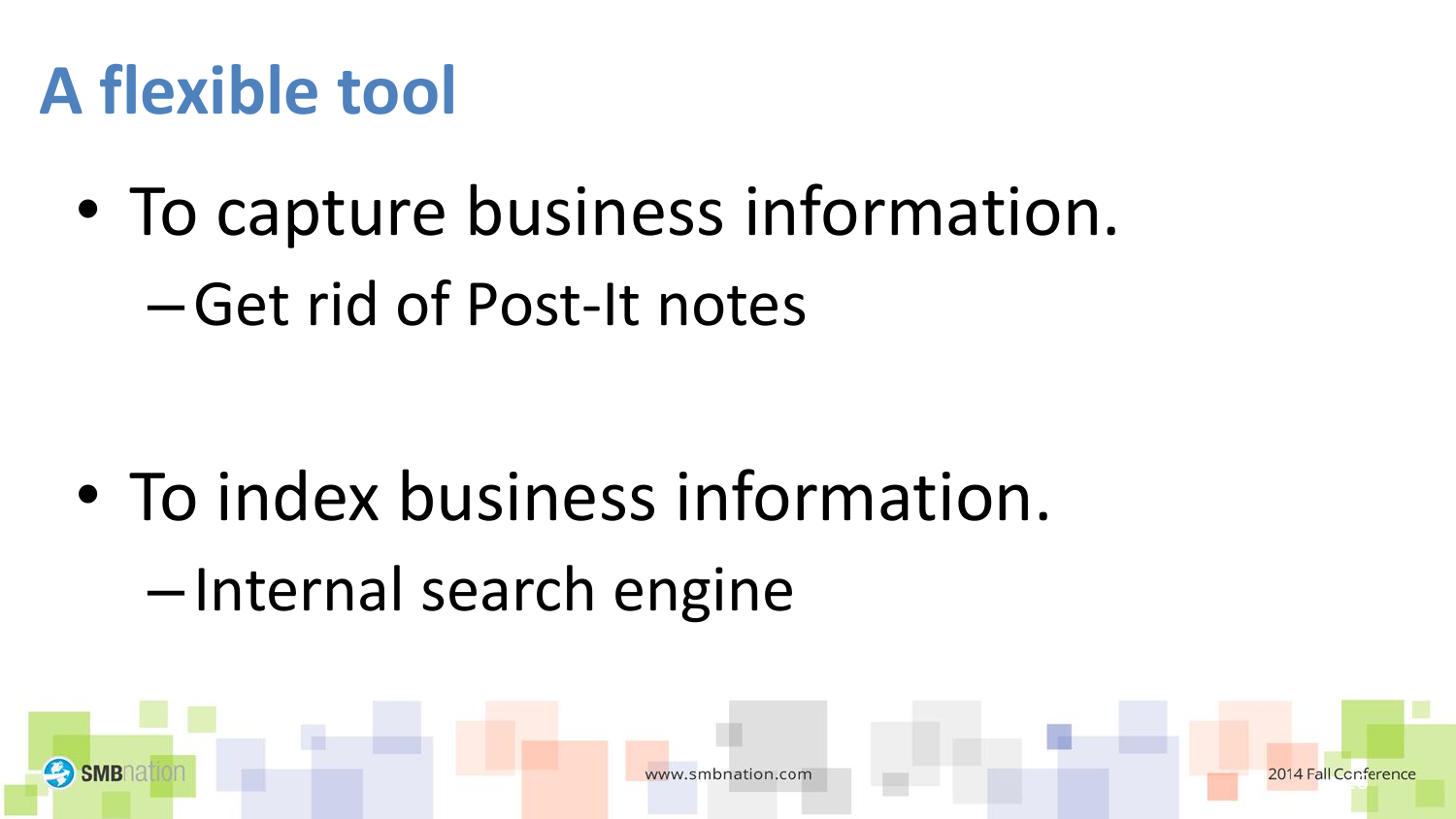# A flexible tool

- To capture business information.
  - Get rid of Post-It notes

- To index business information.
  - Internal search engine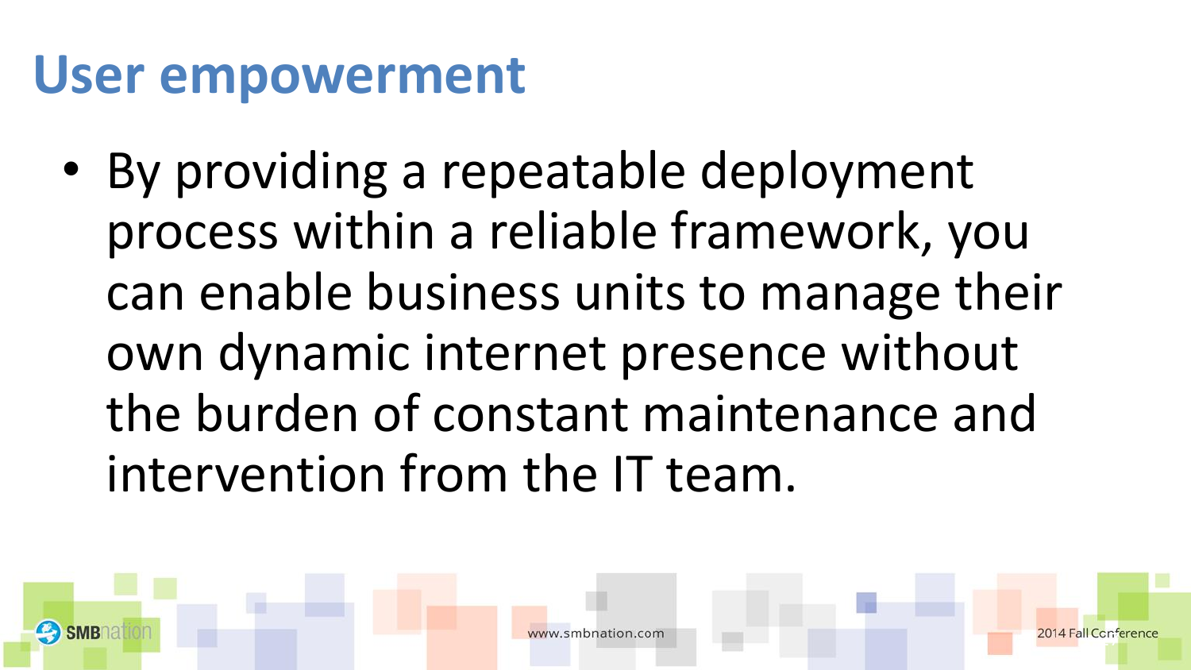# User empowerment

- By providing a repeatable deployment process within a reliable framework, you can enable business units to manage their own dynamic internet presence without the burden of constant maintenance and intervention from the IT team.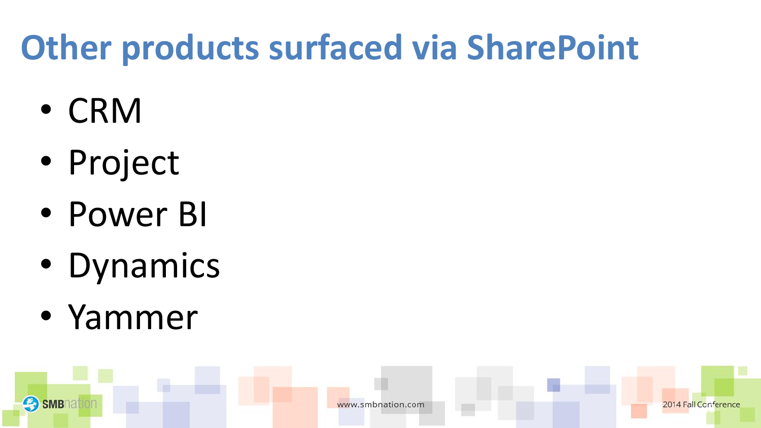# Other products surfaced via SharePoint

- CRM
- Project
- Power BI
- Dynamics
- Yammer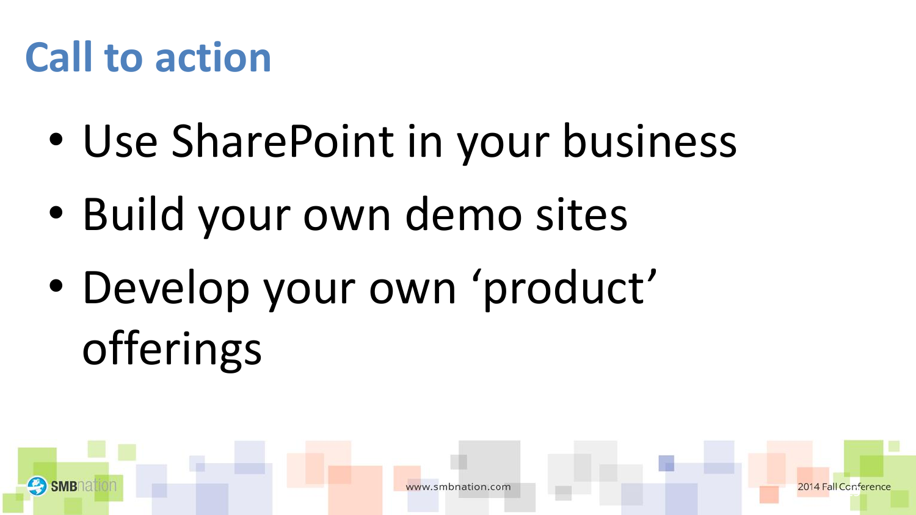# Call to action

- Use SharePoint in your business
- Build your own demo sites
- Develop your own ‘product’ offerings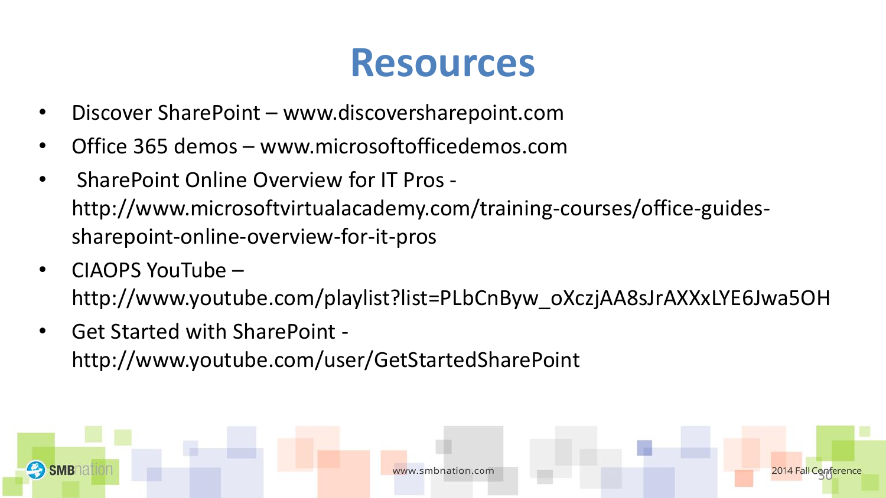# Resources

- Discover SharePoint – www.discoversharepoint.com
- Office 365 demos – www.microsoftofficedemos.com
- SharePoint Online Overview for IT Pros - http://www.microsoftvirtualacademy.com/training-courses/office-guides-sharepoint-online-overview-for-it-pros
- CIAOPS YouTube – http://www.youtube.com/playlist?list=PLbCnByw_oXczjAA8sJrAXXxLYE6Jwa5OH
- Get Started with SharePoint - http://www.youtube.com/user/GetStartedSharePoint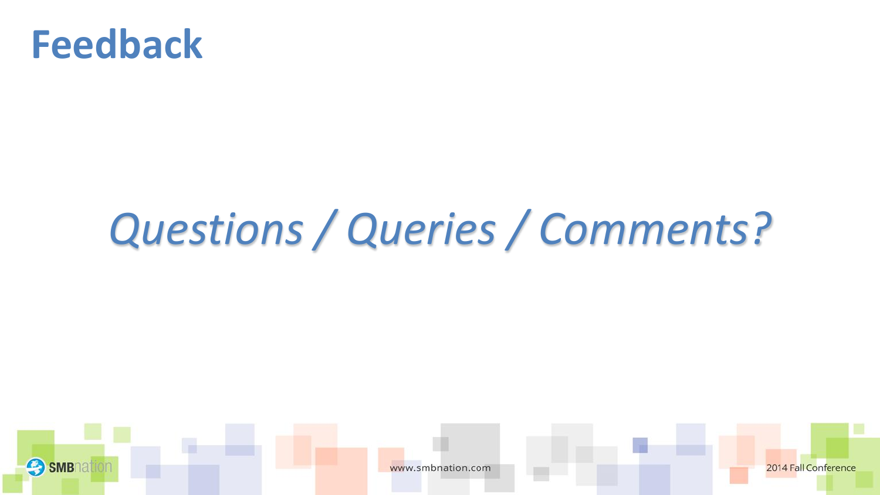# Feedback

*Questions / Queries / Comments?*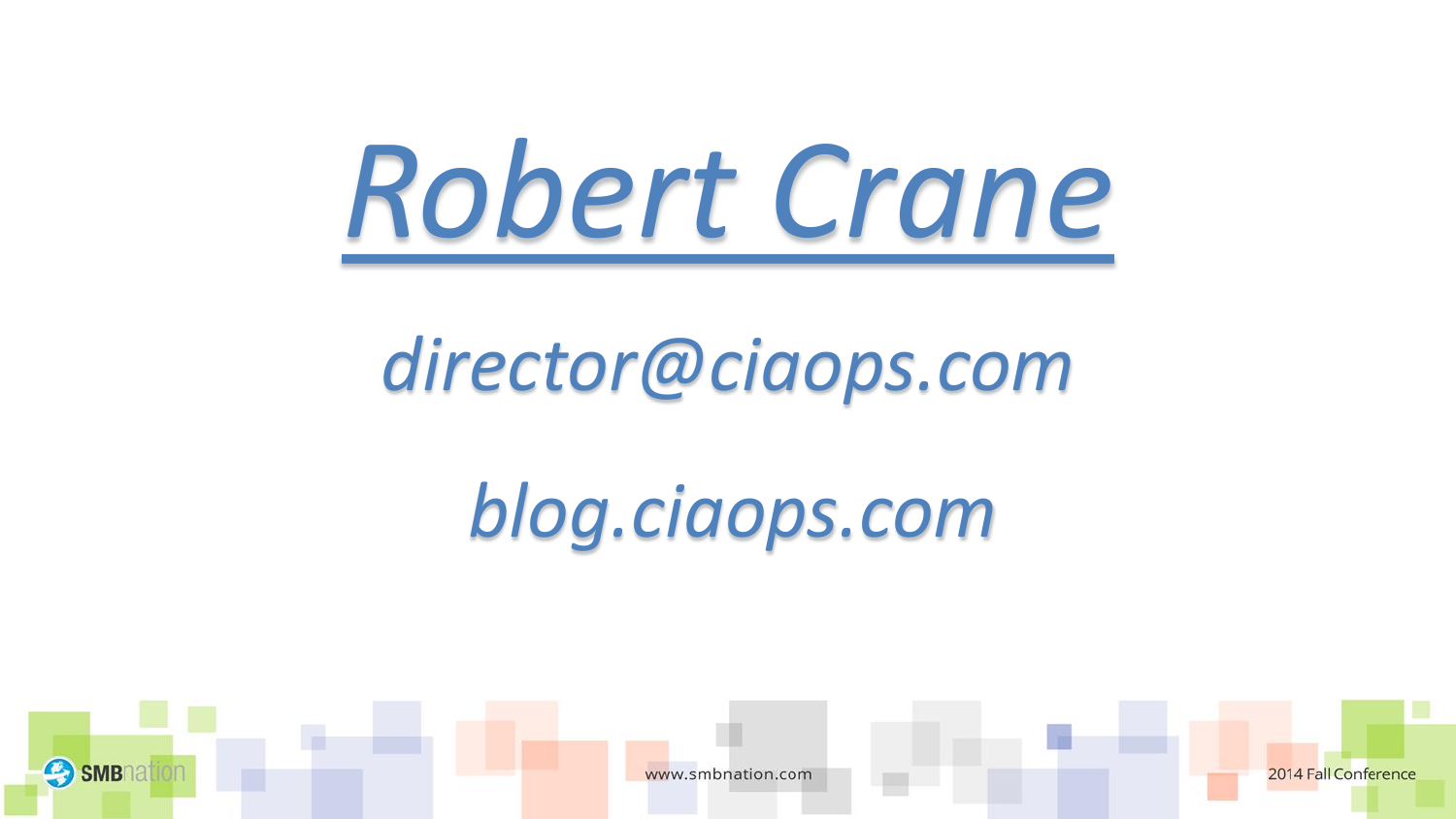# *Robert Crane*

*director@ciaops.com*

*blog.ciaops.com*